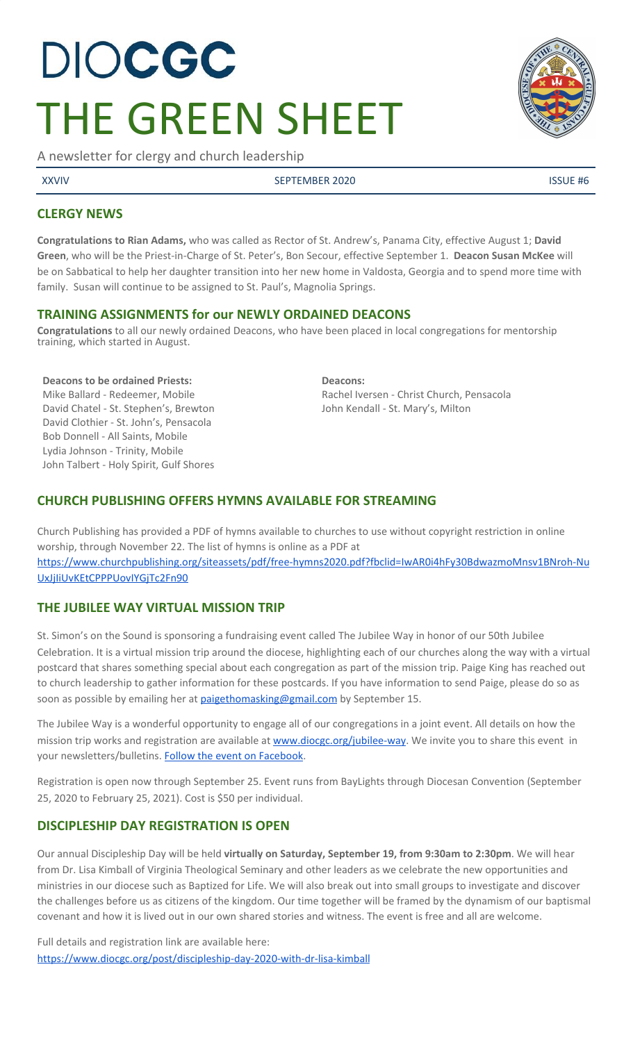# DIOCGC
# THE GREEN SHEET

A newsletter for clergy and church leadership

XXVIV | SEPTEMBER 2020 | ISSUE #6

## CLERGY NEWS

**Congratulations to Rian Adams,** who was called as Rector of St. Andrew's, Panama City, effective August 1; **David Green**, who will be the Priest-in-Charge of St. Peter's, Bon Secour, effective September 1. **Deacon Susan McKee** will be on Sabbatical to help her daughter transition into her new home in Valdosta, Georgia and to spend more time with family. Susan will continue to be assigned to St. Paul's, Magnolia Springs.

## TRAINING ASSIGNMENTS for our NEWLY ORDAINED DEACONS

**Congratulations** to all our newly ordained Deacons, who have been placed in local congregations for mentorship training, which started in August.

**Deacons to be ordained Priests:**
Mike Ballard - Redeemer, Mobile
David Chatel - St. Stephen's, Brewton
David Clothier - St. John's, Pensacola
Bob Donnell - All Saints, Mobile
Lydia Johnson - Trinity, Mobile
John Talbert - Holy Spirit, Gulf Shores

**Deacons:**
Rachel Iversen - Christ Church, Pensacola
John Kendall - St. Mary's, Milton

## CHURCH PUBLISHING OFFERS HYMNS AVAILABLE FOR STREAMING

Church Publishing has provided a PDF of hymns available to churches to use without copyright restriction in online worship, through November 22. The list of hymns is online as a PDF at https://www.churchpublishing.org/siteassets/pdf/free-hymns2020.pdf?fbclid=IwAR0i4hFy30BdwazmoMnsv1BNroh-NuUxJjIiUvKEtCPPPUovIYGjTc2Fn90

## THE JUBILEE WAY VIRTUAL MISSION TRIP

St. Simon's on the Sound is sponsoring a fundraising event called The Jubilee Way in honor of our 50th Jubilee Celebration. It is a virtual mission trip around the diocese, highlighting each of our churches along the way with a virtual postcard that shares something special about each congregation as part of the mission trip. Paige King has reached out to church leadership to gather information for these postcards. If you have information to send Paige, please do so as soon as possible by emailing her at paigethomasking@gmail.com by September 15.

The Jubilee Way is a wonderful opportunity to engage all of our congregations in a joint event. All details on how the mission trip works and registration are available at www.diocgc.org/jubilee-way. We invite you to share this event in your newsletters/bulletins. Follow the event on Facebook.

Registration is open now through September 25. Event runs from BayLights through Diocesan Convention (September 25, 2020 to February 25, 2021). Cost is $50 per individual.

## DISCIPLESHIP DAY REGISTRATION IS OPEN

Our annual Discipleship Day will be held **virtually on Saturday, September 19, from 9:30am to 2:30pm**. We will hear from Dr. Lisa Kimball of Virginia Theological Seminary and other leaders as we celebrate the new opportunities and ministries in our diocese such as Baptized for Life. We will also break out into small groups to investigate and discover the challenges before us as citizens of the kingdom. Our time together will be framed by the dynamism of our baptismal covenant and how it is lived out in our own shared stories and witness. The event is free and all are welcome.

Full details and registration link are available here:
https://www.diocgc.org/post/discipleship-day-2020-with-dr-lisa-kimball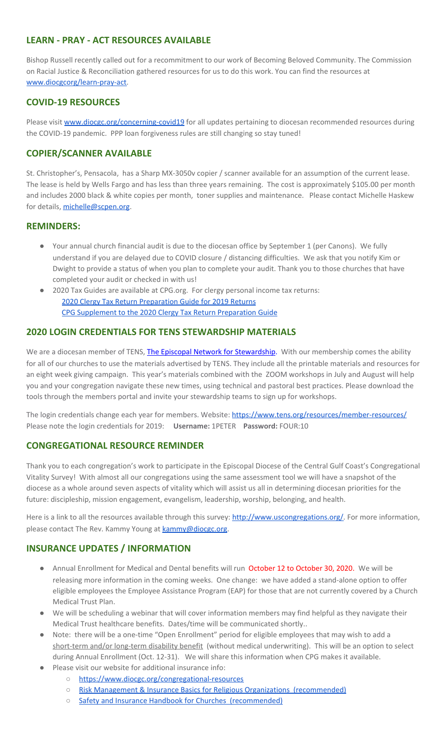## LEARN - PRAY - ACT RESOURCES AVAILABLE

Bishop Russell recently called out for a recommitment to our work of Becoming Beloved Community. The Commission on Racial Justice & Reconciliation gathered resources for us to do this work. You can find the resources at www.diocgcorg/learn-pray-act.

## COVID-19 RESOURCES

Please visit www.diocgc.org/concerning-covid19 for all updates pertaining to diocesan recommended resources during the COVID-19 pandemic. PPP loan forgiveness rules are still changing so stay tuned!

## COPIER/SCANNER AVAILABLE

St. Christopher's, Pensacola, has a Sharp MX-3050v copier / scanner available for an assumption of the current lease. The lease is held by Wells Fargo and has less than three years remaining. The cost is approximately $105.00 per month and includes 2000 black & white copies per month, toner supplies and maintenance. Please contact Michelle Haskew for details, michelle@scpen.org.

## REMINDERS:

- Your annual church financial audit is due to the diocesan office by September 1 (per Canons). We fully understand if you are delayed due to COVID closure / distancing difficulties. We ask that you notify Kim or Dwight to provide a status of when you plan to complete your audit. Thank you to those churches that have completed your audit or checked in with us!
- 2020 Tax Guides are available at CPG.org. For clergy personal income tax returns:
  - 2020 Clergy Tax Return Preparation Guide for 2019 Returns
  - CPG Supplement to the 2020 Clergy Tax Return Preparation Guide

## 2020 LOGIN CREDENTIALS FOR TENS STEWARDSHIP MATERIALS

We are a diocesan member of TENS, The Episcopal Network for Stewardship. With our membership comes the ability for all of our churches to use the materials advertised by TENS. They include all the printable materials and resources for an eight week giving campaign. This year's materials combined with the ZOOM workshops in July and August will help you and your congregation navigate these new times, using technical and pastoral best practices. Please download the tools through the members portal and invite your stewardship teams to sign up for workshops.

The login credentials change each year for members. Website: https://www.tens.org/resources/member-resources/
Please note the login credentials for 2019: **Username:** 1PETER **Password:** FOUR:10

## CONGREGATIONAL RESOURCE REMINDER

Thank you to each congregation's work to participate in the Episcopal Diocese of the Central Gulf Coast's Congregational Vitality Survey! With almost all our congregations using the same assessment tool we will have a snapshot of the diocese as a whole around seven aspects of vitality which will assist us all in determining diocesan priorities for the future: discipleship, mission engagement, evangelism, leadership, worship, belonging, and health.

Here is a link to all the resources available through this survey: http://www.uscongregations.org/. For more information, please contact The Rev. Kammy Young at kammy@diocgc.org.

## INSURANCE UPDATES / INFORMATION

- Annual Enrollment for Medical and Dental benefits will run October 12 to October 30, 2020. We will be releasing more information in the coming weeks. One change: we have added a stand-alone option to offer eligible employees the Employee Assistance Program (EAP) for those that are not currently covered by a Church Medical Trust Plan.
- We will be scheduling a webinar that will cover information members may find helpful as they navigate their Medical Trust healthcare benefits. Dates/time will be communicated shortly..
- Note: there will be a one-time "Open Enrollment" period for eligible employees that may wish to add a short-term and/or long-term disability benefit (without medical underwriting). This will be an option to select during Annual Enrollment (Oct. 12-31). We will share this information when CPG makes it available.
- Please visit our website for additional insurance info:
  - https://www.diocgc.org/congregational-resources
  - Risk Management & Insurance Basics for Religious Organizations (recommended)
  - Safety and Insurance Handbook for Churches (recommended)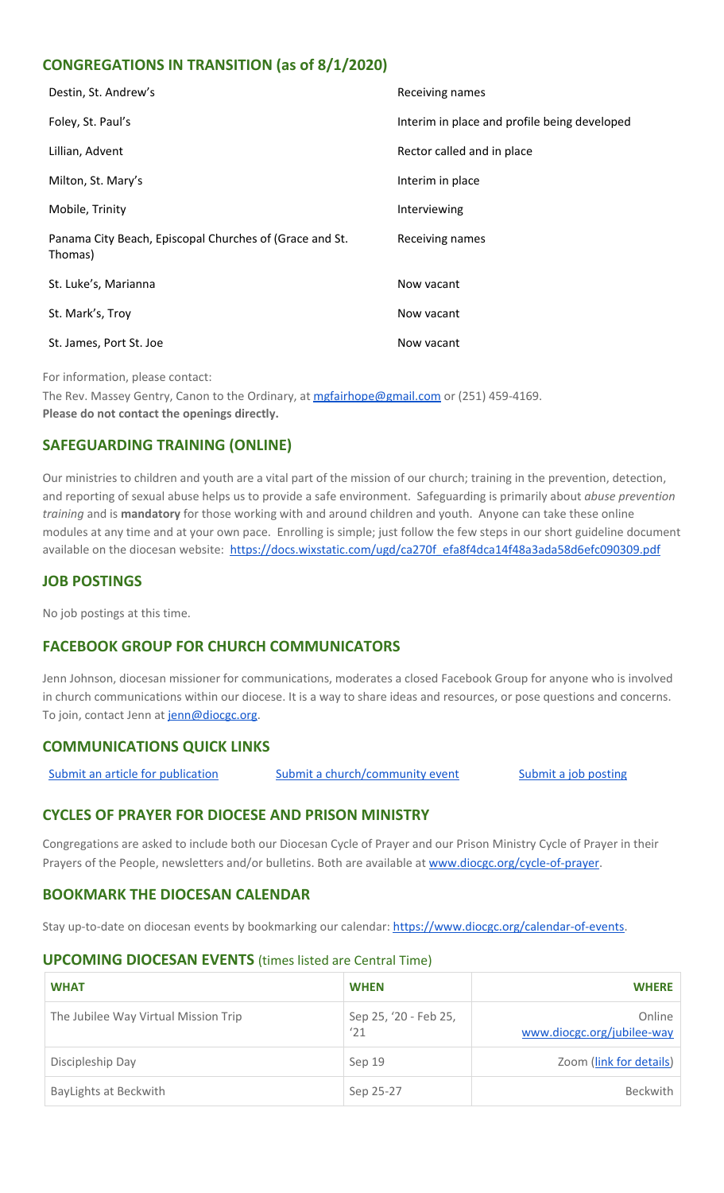## CONGREGATIONS IN TRANSITION (as of 8/1/2020)

| | |
|---|---|
| Destin, St. Andrew's | Receiving names |
| Foley, St. Paul's | Interim in place and profile being developed |
| Lillian, Advent | Rector called and in place |
| Milton, St. Mary's | Interim in place |
| Mobile, Trinity | Interviewing |
| Panama City Beach, Episcopal Churches of (Grace and St. Thomas) | Receiving names |
| St. Luke's, Marianna | Now vacant |
| St. Mark's, Troy | Now vacant |
| St. James, Port St. Joe | Now vacant |

For information, please contact:

The Rev. Massey Gentry, Canon to the Ordinary, at mgfairhope@gmail.com or (251) 459-4169.
**Please do not contact the openings directly.**

## SAFEGUARDING TRAINING (ONLINE)

Our ministries to children and youth are a vital part of the mission of our church; training in the prevention, detection, and reporting of sexual abuse helps us to provide a safe environment. Safeguarding is primarily about *abuse prevention training* and is **mandatory** for those working with and around children and youth. Anyone can take these online modules at any time and at your own pace. Enrolling is simple; just follow the few steps in our short guideline document available on the diocesan website: https://docs.wixstatic.com/ugd/ca270f_efa8f4dca14f48a3ada58d6efc090309.pdf

## JOB POSTINGS

No job postings at this time.

## FACEBOOK GROUP FOR CHURCH COMMUNICATORS

Jenn Johnson, diocesan missioner for communications, moderates a closed Facebook Group for anyone who is involved in church communications within our diocese. It is a way to share ideas and resources, or pose questions and concerns. To join, contact Jenn at jenn@diocgc.org.

## COMMUNICATIONS QUICK LINKS

Submit an article for publication    Submit a church/community event    Submit a job posting

## CYCLES OF PRAYER FOR DIOCESE AND PRISON MINISTRY

Congregations are asked to include both our Diocesan Cycle of Prayer and our Prison Ministry Cycle of Prayer in their Prayers of the People, newsletters and/or bulletins. Both are available at www.diocgc.org/cycle-of-prayer.

## BOOKMARK THE DIOCESAN CALENDAR

Stay up-to-date on diocesan events by bookmarking our calendar: https://www.diocgc.org/calendar-of-events.

## UPCOMING DIOCESAN EVENTS (times listed are Central Time)

| WHAT | WHEN | WHERE |
|---|---|---|
| The Jubilee Way Virtual Mission Trip | Sep 25, '20 - Feb 25, '21 | Online www.diocgc.org/jubilee-way |
| Discipleship Day | Sep 19 | Zoom (link for details) |
| BayLights at Beckwith | Sep 25-27 | Beckwith |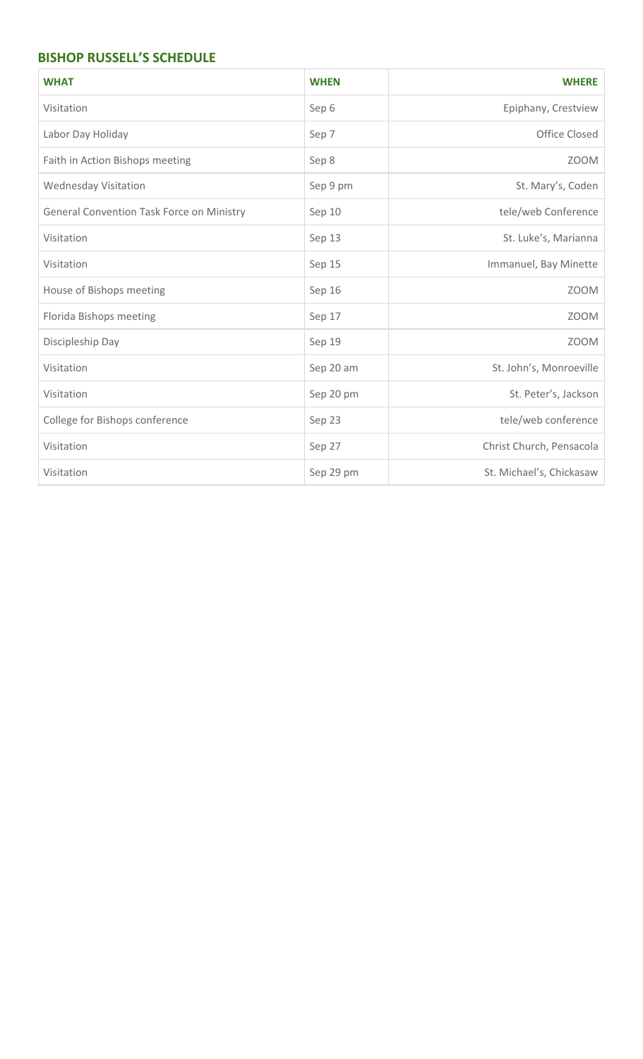## BISHOP RUSSELL'S SCHEDULE

| WHAT | WHEN | WHERE |
|---|---|---|
| Visitation | Sep 6 | Epiphany, Crestview |
| Labor Day Holiday | Sep 7 | Office Closed |
| Faith in Action Bishops meeting | Sep 8 | ZOOM |
| Wednesday Visitation | Sep 9 pm | St. Mary's, Coden |
| General Convention Task Force on Ministry | Sep 10 | tele/web Conference |
| Visitation | Sep 13 | St. Luke's, Marianna |
| Visitation | Sep 15 | Immanuel, Bay Minette |
| House of Bishops meeting | Sep 16 | ZOOM |
| Florida Bishops meeting | Sep 17 | ZOOM |
| Discipleship Day | Sep 19 | ZOOM |
| Visitation | Sep 20 am | St. John's, Monroeville |
| Visitation | Sep 20 pm | St. Peter's, Jackson |
| College for Bishops conference | Sep 23 | tele/web conference |
| Visitation | Sep 27 | Christ Church, Pensacola |
| Visitation | Sep 29 pm | St. Michael's, Chickasaw |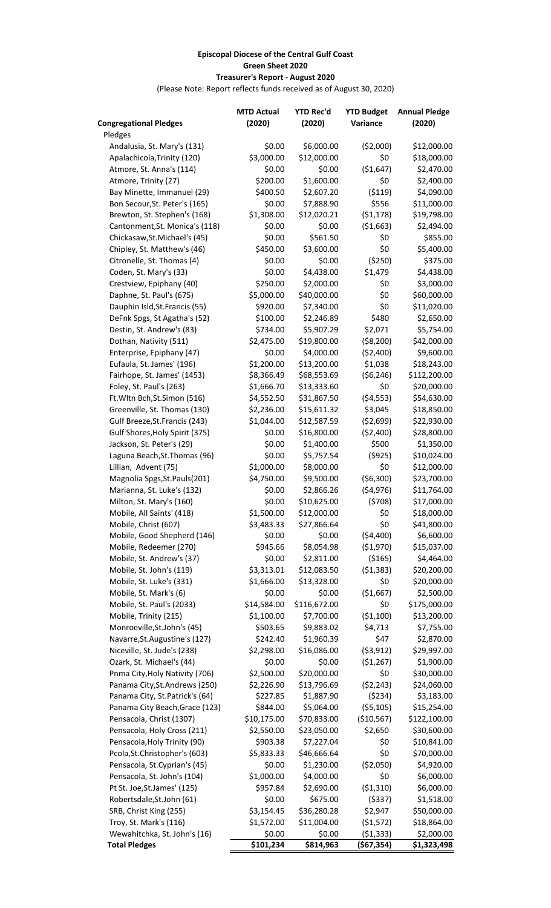**Episcopal Diocese of the Central Gulf Coast**

**Green Sheet 2020**

**Treasurer's Report - August 2020**

(Please Note: Report reflects funds received as of August 30, 2020)

| **Congregational Pledges** | **MTD Actual (2020)** | **YTD Rec'd (2020)** | **YTD Budget Variance** | **Annual Pledge (2020)** |
|---|---|---|---|---|
| Pledges | | | | |
| Andalusia, St. Mary's (131) | $0.00 | $6,000.00 | ($2,000) | $12,000.00 |
| Apalachicola,Trinity (120) | $3,000.00 | $12,000.00 | $0 | $18,000.00 |
| Atmore, St. Anna's (114) | $0.00 | $0.00 | ($1,647) | $2,470.00 |
| Atmore, Trinity (27) | $200.00 | $1,600.00 | $0 | $2,400.00 |
| Bay Minette, Immanuel (29) | $400.50 | $2,607.20 | ($119) | $4,090.00 |
| Bon Secour,St. Peter's (165) | $0.00 | $7,888.90 | $556 | $11,000.00 |
| Brewton, St. Stephen's (168) | $1,308.00 | $12,020.21 | ($1,178) | $19,798.00 |
| Cantonment,St. Monica's (118) | $0.00 | $0.00 | ($1,663) | $2,494.00 |
| Chickasaw,St.Michael's (45) | $0.00 | $561.50 | $0 | $855.00 |
| Chipley, St. Matthew's (46) | $450.00 | $3,600.00 | $0 | $5,400.00 |
| Citronelle, St. Thomas (4) | $0.00 | $0.00 | ($250) | $375.00 |
| Coden, St. Mary's (33) | $0.00 | $4,438.00 | $1,479 | $4,438.00 |
| Crestview, Epiphany (40) | $250.00 | $2,000.00 | $0 | $3,000.00 |
| Daphne, St. Paul's (675) | $5,000.00 | $40,000.00 | $0 | $60,000.00 |
| Dauphin Isld,St.Francis (55) | $920.00 | $7,340.00 | $0 | $11,020.00 |
| DeFnk Spgs, St Agatha's (52) | $100.00 | $2,246.89 | $480 | $2,650.00 |
| Destin, St. Andrew's (83) | $734.00 | $5,907.29 | $2,071 | $5,754.00 |
| Dothan, Nativity (511) | $2,475.00 | $19,800.00 | ($8,200) | $42,000.00 |
| Enterprise, Epiphany (47) | $0.00 | $4,000.00 | ($2,400) | $9,600.00 |
| Eufaula, St. James' (196) | $1,200.00 | $13,200.00 | $1,038 | $18,243.00 |
| Fairhope, St. James' (1453) | $8,366.49 | $68,553.69 | ($6,246) | $112,200.00 |
| Foley, St. Paul's (263) | $1,666.70 | $13,333.60 | $0 | $20,000.00 |
| Ft.Wltn Bch,St.Simon (516) | $4,552.50 | $31,867.50 | ($4,553) | $54,630.00 |
| Greenville, St. Thomas (130) | $2,236.00 | $15,611.32 | $3,045 | $18,850.00 |
| Gulf Breeze,St.Francis (243) | $1,044.00 | $12,587.59 | ($2,699) | $22,930.00 |
| Gulf Shores,Holy Spirit (375) | $0.00 | $16,800.00 | ($2,400) | $28,800.00 |
| Jackson, St. Peter's (29) | $0.00 | $1,400.00 | $500 | $1,350.00 |
| Laguna Beach,St.Thomas (96) | $0.00 | $5,757.54 | ($925) | $10,024.00 |
| Lillian, Advent (75) | $1,000.00 | $8,000.00 | $0 | $12,000.00 |
| Magnolia Spgs,St.Pauls(201) | $4,750.00 | $9,500.00 | ($6,300) | $23,700.00 |
| Marianna, St. Luke's (132) | $0.00 | $2,866.26 | ($4,976) | $11,764.00 |
| Milton, St. Mary's (160) | $0.00 | $10,625.00 | ($708) | $17,000.00 |
| Mobile, All Saints' (418) | $1,500.00 | $12,000.00 | $0 | $18,000.00 |
| Mobile, Christ (607) | $3,483.33 | $27,866.64 | $0 | $41,800.00 |
| Mobile, Good Shepherd (146) | $0.00 | $0.00 | ($4,400) | $6,600.00 |
| Mobile, Redeemer (270) | $945.66 | $8,054.98 | ($1,970) | $15,037.00 |
| Mobile, St. Andrew's (37) | $0.00 | $2,811.00 | ($165) | $4,464.00 |
| Mobile, St. John's (119) | $3,313.01 | $12,083.50 | ($1,383) | $20,200.00 |
| Mobile, St. Luke's (331) | $1,666.00 | $13,328.00 | $0 | $20,000.00 |
| Mobile, St. Mark's (6) | $0.00 | $0.00 | ($1,667) | $2,500.00 |
| Mobile, St. Paul's (2033) | $14,584.00 | $116,672.00 | $0 | $175,000.00 |
| Mobile, Trinity (215) | $1,100.00 | $7,700.00 | ($1,100) | $13,200.00 |
| Monroeville,St.John's (45) | $503.65 | $9,883.02 | $4,713 | $7,755.00 |
| Navarre,St.Augustine's (127) | $242.40 | $1,960.39 | $47 | $2,870.00 |
| Niceville, St. Jude's (238) | $2,298.00 | $16,086.00 | ($3,912) | $29,997.00 |
| Ozark, St. Michael's (44) | $0.00 | $0.00 | ($1,267) | $1,900.00 |
| Pnma City,Holy Nativity (706) | $2,500.00 | $20,000.00 | $0 | $30,000.00 |
| Panama City,St.Andrews (250) | $2,226.90 | $13,796.69 | ($2,243) | $24,060.00 |
| Panama City, St.Patrick's (64) | $227.85 | $1,887.90 | ($234) | $3,183.00 |
| Panama City Beach,Grace (123) | $844.00 | $5,064.00 | ($5,105) | $15,254.00 |
| Pensacola, Christ (1307) | $10,175.00 | $70,833.00 | ($10,567) | $122,100.00 |
| Pensacola, Holy Cross (211) | $2,550.00 | $23,050.00 | $2,650 | $30,600.00 |
| Pensacola,Holy Trinity (90) | $903.38 | $7,227.04 | $0 | $10,841.00 |
| Pcola,St.Christopher's (603) | $5,833.33 | $46,666.64 | $0 | $70,000.00 |
| Pensacola, St.Cyprian's (45) | $0.00 | $1,230.00 | ($2,050) | $4,920.00 |
| Pensacola, St. John's (104) | $1,000.00 | $4,000.00 | $0 | $6,000.00 |
| Pt St. Joe,St.James' (125) | $957.84 | $2,690.00 | ($1,310) | $6,000.00 |
| Robertsdale,St.John (61) | $0.00 | $675.00 | ($337) | $1,518.00 |
| SRB, Christ King (255) | $3,154.45 | $36,280.28 | $2,947 | $50,000.00 |
| Troy, St. Mark's (116) | $1,572.00 | $11,004.00 | ($1,572) | $18,864.00 |
| Wewahitchka, St. John's (16) | $0.00 | $0.00 | ($1,333) | $2,000.00 |
| **Total Pledges** | **$101,234** | **$814,963** | **($67,354)** | **$1,323,498** |